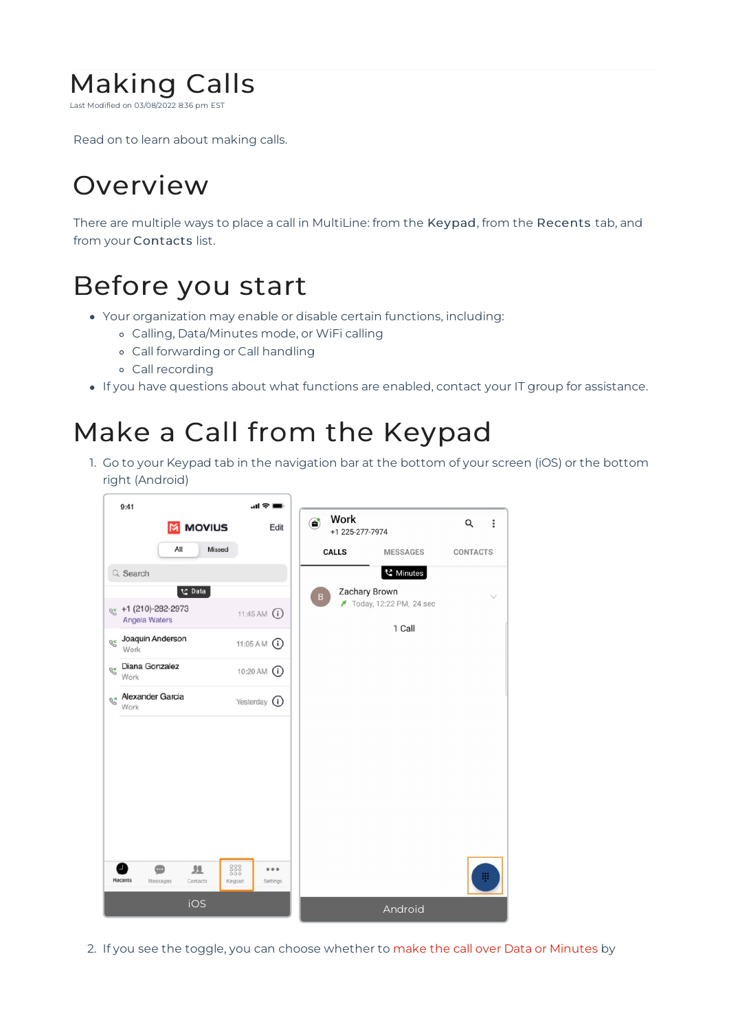# Making Calls

Last Modified on 03/08/2022 8:36 pm EST

Read on to learn about making calls.

## Overview

There are multiple ways to place a call in MultiLine: from the **Keypad**, from the **Recents** tab, and from your **Contacts** list.

## Before you start

- Your organization may enable or disable certain functions, including:
  - Calling, Data/Minutes mode, or WiFi calling
  - Call forwarding or Call handling
  - Call recording
- If you have questions about what functions are enabled, contact your IT group for assistance.

## Make a Call from the Keypad

1. Go to your Keypad tab in the navigation bar at the bottom of your screen (iOS) or the bottom right (Android)

iOS

Android

2. If you see the toggle, you can choose whether to make the call over Data or Minutes by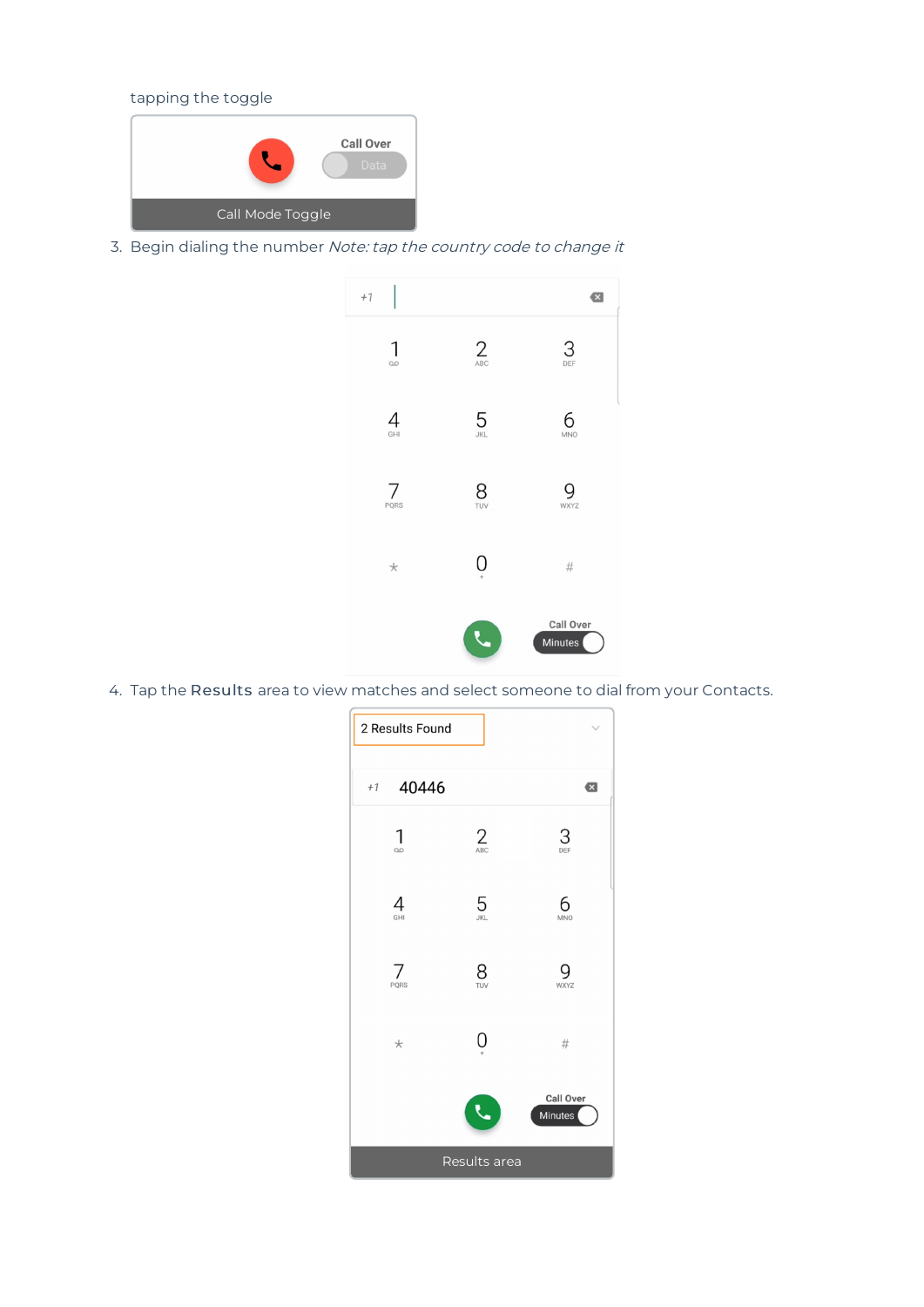tapping the toggle

Call Mode Toggle

3. Begin dialing the number *Note: tap the country code to change it*

4. Tap the **Results** area to view matches and select someone to dial from your Contacts.

Results area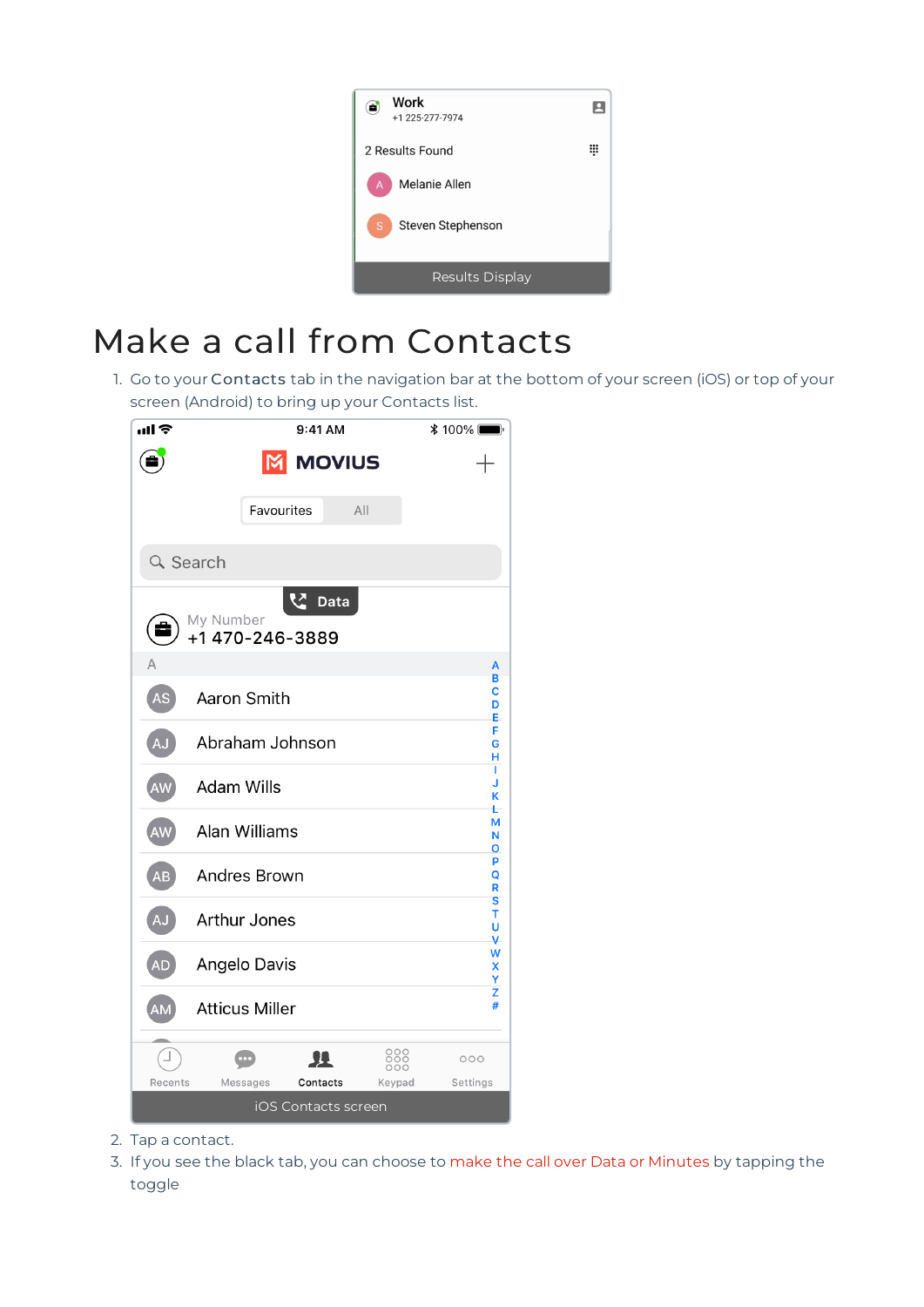Results Display

# Make a call from Contacts

1. Go to your **Contacts** tab in the navigation bar at the bottom of your screen (iOS) or top of your screen (Android) to bring up your Contacts list.

iOS Contacts screen

2. Tap a contact.
3. If you see the black tab, you can choose to make the call over Data or Minutes by tapping the toggle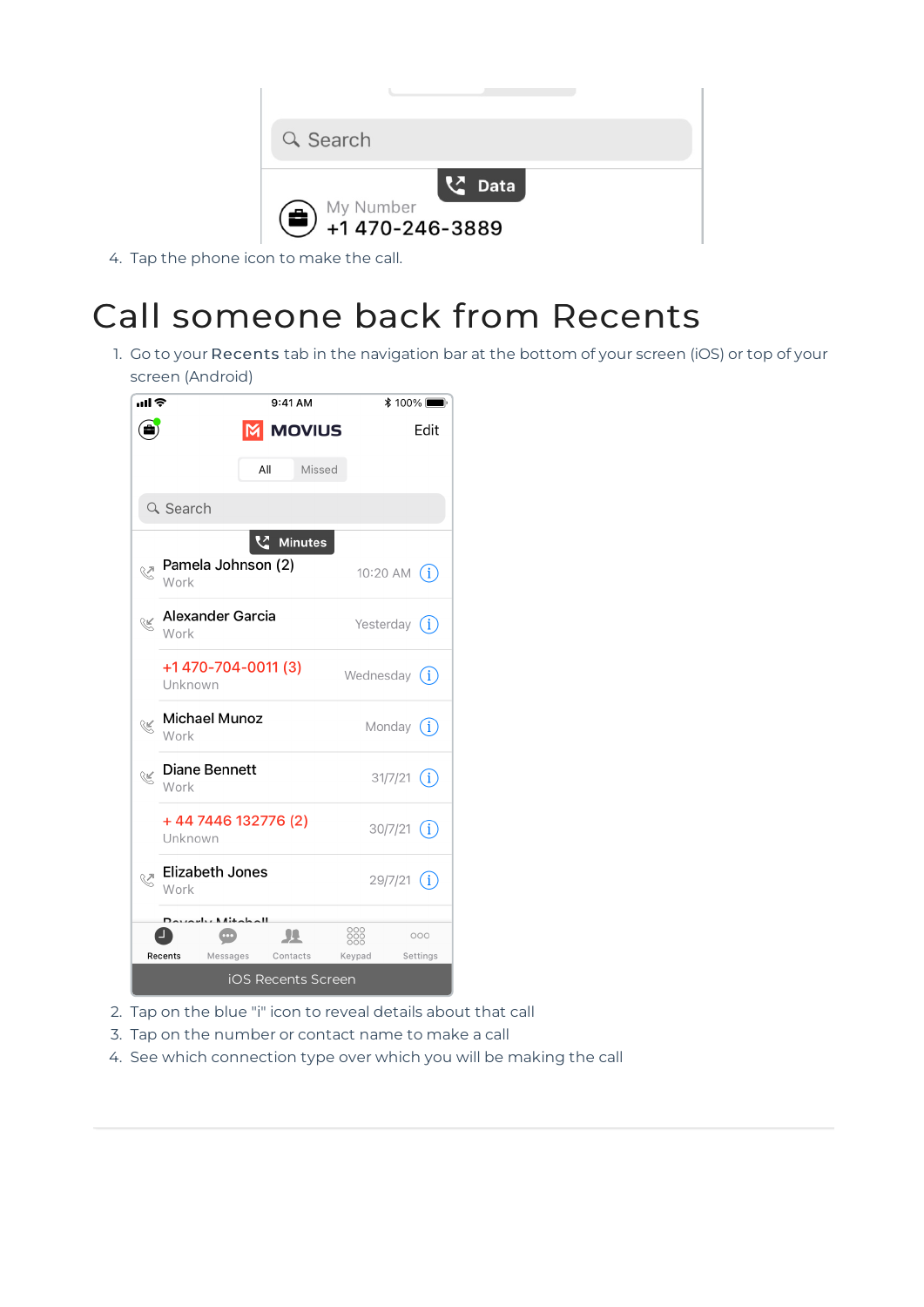4. Tap the phone icon to make the call.

# Call someone back from Recents

1. Go to your **Recents** tab in the navigation bar at the bottom of your screen (iOS) or top of your screen (Android)

iOS Recents Screen

2. Tap on the blue "i" icon to reveal details about that call
3. Tap on the number or contact name to make a call
4. See which connection type over which you will be making the call